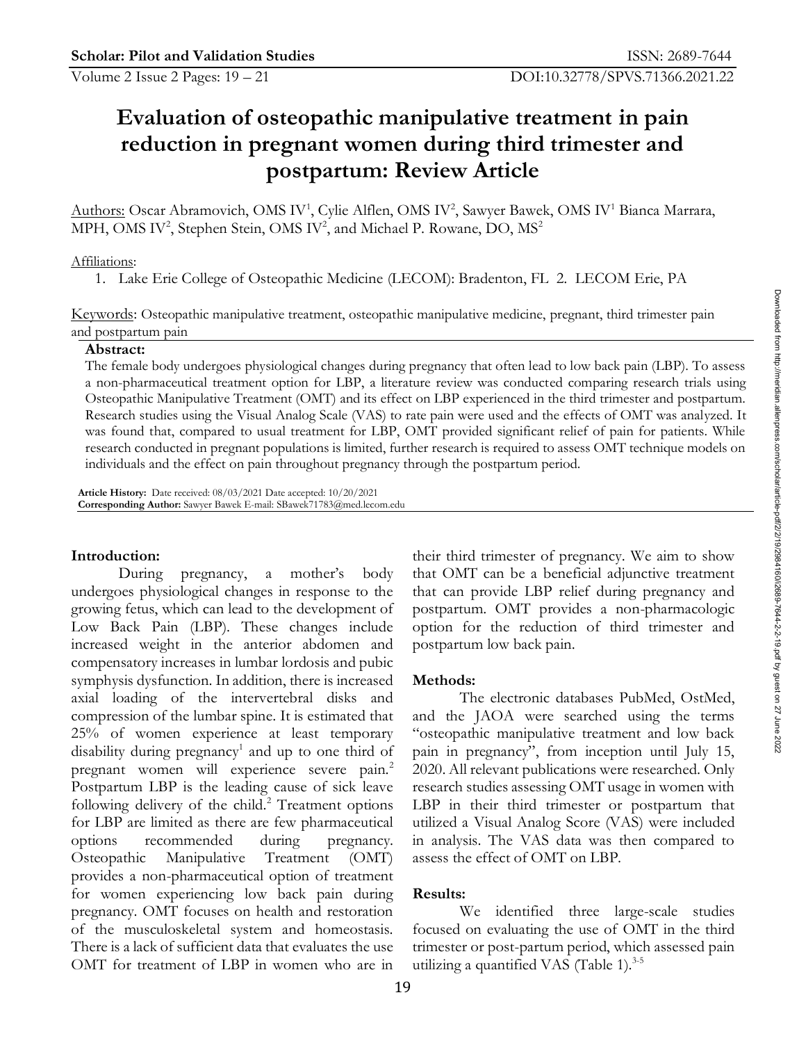# Evaluation of osteopathic manipulative treatment in pain reduction in pregnant women during third trimester and postpartum: Review Article

Authors: Oscar Abramovich, OMS IV[1], Cylie Alflen, OMS IV[2], Sawyer Bawek, OMS IV[1] Bianca Marrara, MPH, OMS IV[2], Stephen Stein, OMS IV[2], and Michael P. Rowane, DO, MS[2]

Affiliations:

1. Lake Erie College of Osteopathic Medicine (LECOM): Bradenton, FL 2. LECOM Erie, PA

Keywords: Osteopathic manipulative treatment, osteopathic manipulative medicine, pregnant, third trimester pain and postpartum pain

**Abstract:**

The female body undergoes physiological changes during pregnancy that often lead to low back pain (LBP). To assess a non-pharmaceutical treatment option for LBP, a literature review was conducted comparing research trials using Osteopathic Manipulative Treatment (OMT) and its effect on LBP experienced in the third trimester and postpartum. Research studies using the Visual Analog Scale (VAS) to rate pain were used and the effects of OMT was analyzed. It was found that, compared to usual treatment for LBP, OMT provided significant relief of pain for patients. While research conducted in pregnant populations is limited, further research is required to assess OMT technique models on individuals and the effect on pain throughout pregnancy through the postpartum period.

**Article History:** Date received: 08/03/2021 Date accepted: 10/20/2021
**Corresponding Author:** Sawyer Bawek E-mail: SBawek71783@med.lecom.edu

## Introduction:

During pregnancy, a mother's body undergoes physiological changes in response to the growing fetus, which can lead to the development of Low Back Pain (LBP). These changes include increased weight in the anterior abdomen and compensatory increases in lumbar lordosis and pubic symphysis dysfunction. In addition, there is increased axial loading of the intervertebral disks and compression of the lumbar spine. It is estimated that 25% of women experience at least temporary disability during pregnancy[1] and up to one third of pregnant women will experience severe pain.[2] Postpartum LBP is the leading cause of sick leave following delivery of the child.[2] Treatment options for LBP are limited as there are few pharmaceutical options recommended during pregnancy. Osteopathic Manipulative Treatment (OMT) provides a non-pharmaceutical option of treatment for women experiencing low back pain during pregnancy. OMT focuses on health and restoration of the musculoskeletal system and homeostasis. There is a lack of sufficient data that evaluates the use OMT for treatment of LBP in women who are in their third trimester of pregnancy. We aim to show that OMT can be a beneficial adjunctive treatment that can provide LBP relief during pregnancy and postpartum. OMT provides a non-pharmacologic option for the reduction of third trimester and postpartum low back pain.

## Methods:

The electronic databases PubMed, OstMed, and the JAOA were searched using the terms "osteopathic manipulative treatment and low back pain in pregnancy", from inception until July 15, 2020. All relevant publications were researched. Only research studies assessing OMT usage in women with LBP in their third trimester or postpartum that utilized a Visual Analog Score (VAS) were included in analysis. The VAS data was then compared to assess the effect of OMT on LBP.

## Results:

We identified three large-scale studies focused on evaluating the use of OMT in the third trimester or post-partum period, which assessed pain utilizing a quantified VAS (Table 1).[3-5]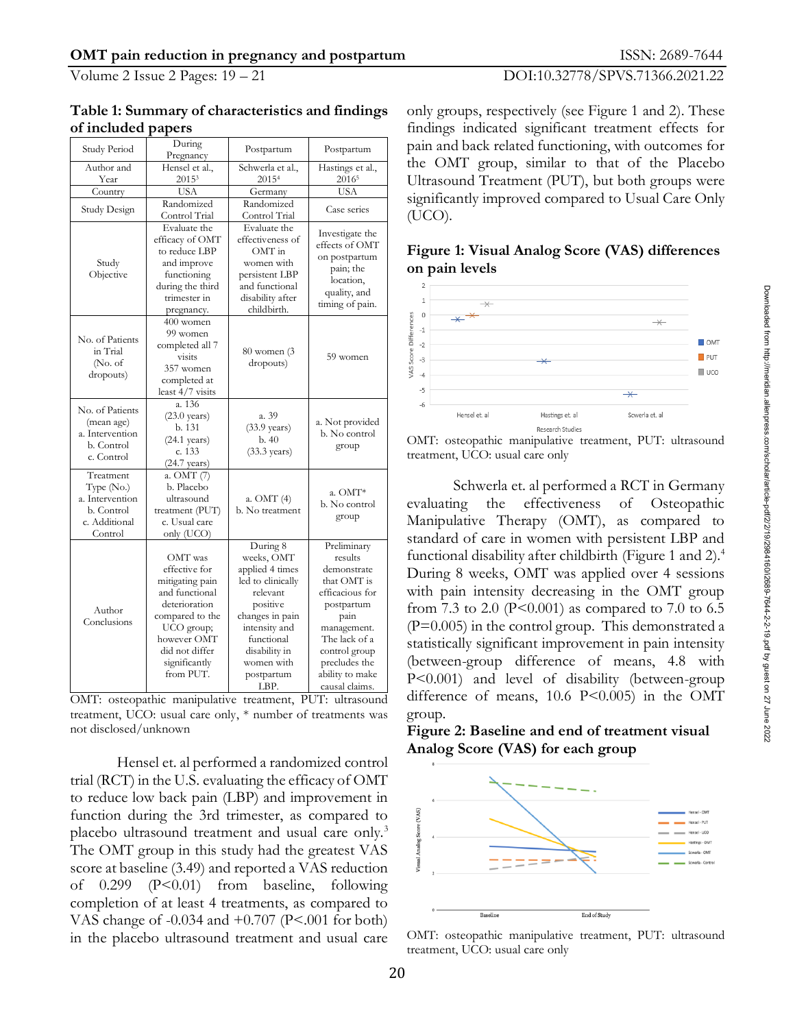**Table 1: Summary of characteristics and findings of included papers**

| Study Period | During Pregnancy | Postpartum | Postpartum |
|---|---|---|---|
| Author and Year | Hensel et al., 2015[3] | Schwerla et al., 2015[4] | Hastings et al., 2016[5] |
| Country | USA | Germany | USA |
| Study Design | Randomized Control Trial | Randomized Control Trial | Case series |
| Study Objective | Evaluate the efficacy of OMT to reduce LBP and improve functioning during the third trimester in pregnancy. | Evaluate the effectiveness of OMT in women with persistent LBP and functional disability after childbirth. | Investigate the effects of OMT on postpartum pain; the location, quality, and timing of pain. |
| No. of Patients in Trial (No. of dropouts) | 400 women 99 women completed all 7 visits 357 women completed at least 4/7 visits | 80 women (3 dropouts) | 59 women |
| No. of Patients (mean age) a. Intervention b. Control c. Control | a. 136 (23.0 years) b. 131 (24.1 years) c. 133 (24.7 years) | a. 39 (33.9 years) b. 40 (33.3 years) | a. Not provided b. No control group |
| Treatment Type (No.) a. Intervention b. Control c. Additional Control | a. OMT (7) b. Placebo ultrasound treatment (PUT) c. Usual care only (UCO) | a. OMT (4) b. No treatment | a. OMT* b. No control group |
| Author Conclusions | OMT was effective for mitigating pain and functional deterioration compared to the UCO group; however OMT did not differ significantly from PUT. | During 8 weeks, OMT applied 4 times led to clinically relevant positive changes in pain intensity and functional disability in women with postpartum LBP. | Preliminary results demonstrate that OMT is efficacious for postpartum pain management. The lack of a control group precludes the ability to make causal claims. |

OMT: osteopathic manipulative treatment, PUT: ultrasound treatment, UCO: usual care only, * number of treatments was not disclosed/unknown

Hensel et. al performed a randomized control trial (RCT) in the U.S. evaluating the efficacy of OMT to reduce low back pain (LBP) and improvement in function during the 3rd trimester, as compared to placebo ultrasound treatment and usual care only.[3] The OMT group in this study had the greatest VAS score at baseline (3.49) and reported a VAS reduction of 0.299 (P<0.01) from baseline, following completion of at least 4 treatments, as compared to VAS change of -0.034 and +0.707 (P<.001 for both) in the placebo ultrasound treatment and usual care only groups, respectively (see Figure 1 and 2). These findings indicated significant treatment effects for pain and back related functioning, with outcomes for the OMT group, similar to that of the Placebo Ultrasound Treatment (PUT), but both groups were significantly improved compared to Usual Care Only (UCO).

**Figure 1: Visual Analog Score (VAS) differences on pain levels**

OMT: osteopathic manipulative treatment, PUT: ultrasound treatment, UCO: usual care only

Schwerla et. al performed a RCT in Germany evaluating the effectiveness of Osteopathic Manipulative Therapy (OMT), as compared to standard of care in women with persistent LBP and functional disability after childbirth (Figure 1 and 2).[4] During 8 weeks, OMT was applied over 4 sessions with pain intensity decreasing in the OMT group from 7.3 to 2.0 (P<0.001) as compared to 7.0 to 6.5 (P=0.005) in the control group. This demonstrated a statistically significant improvement in pain intensity (between-group difference of means, 4.8 with P<0.001) and level of disability (between-group difference of means, 10.6 P<0.005) in the OMT group.

**Figure 2: Baseline and end of treatment visual Analog Score (VAS) for each group**

OMT: osteopathic manipulative treatment, PUT: ultrasound treatment, UCO: usual care only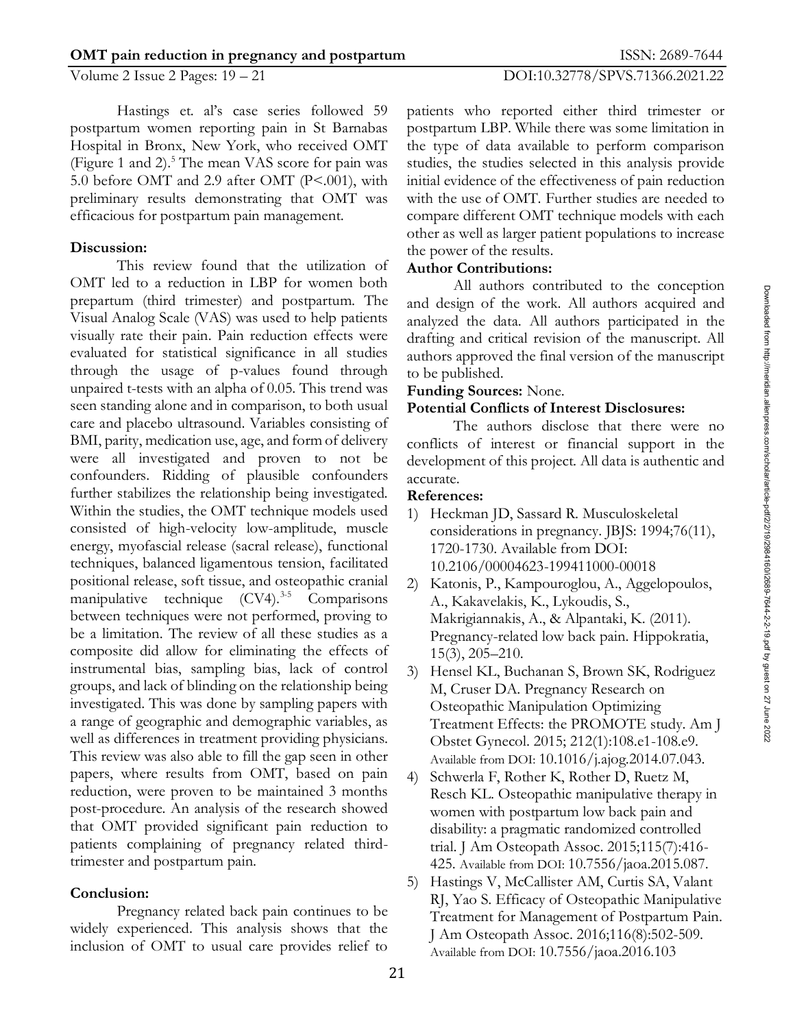Hastings et. al's case series followed 59 postpartum women reporting pain in St Barnabas Hospital in Bronx, New York, who received OMT (Figure 1 and 2).[5] The mean VAS score for pain was 5.0 before OMT and 2.9 after OMT ($P<.001$), with preliminary results demonstrating that OMT was efficacious for postpartum pain management.

**Discussion:**

This review found that the utilization of OMT led to a reduction in LBP for women both prepartum (third trimester) and postpartum. The Visual Analog Scale (VAS) was used to help patients visually rate their pain. Pain reduction effects were evaluated for statistical significance in all studies through the usage of p-values found through unpaired t-tests with an alpha of 0.05. This trend was seen standing alone and in comparison, to both usual care and placebo ultrasound. Variables consisting of BMI, parity, medication use, age, and form of delivery were all investigated and proven to not be confounders. Ridding of plausible confounders further stabilizes the relationship being investigated. Within the studies, the OMT technique models used consisted of high-velocity low-amplitude, muscle energy, myofascial release (sacral release), functional techniques, balanced ligamentous tension, facilitated positional release, soft tissue, and osteopathic cranial manipulative technique (CV4).[3-5] Comparisons between techniques were not performed, proving to be a limitation. The review of all these studies as a composite did allow for eliminating the effects of instrumental bias, sampling bias, lack of control groups, and lack of blinding on the relationship being investigated. This was done by sampling papers with a range of geographic and demographic variables, as well as differences in treatment providing physicians. This review was also able to fill the gap seen in other papers, where results from OMT, based on pain reduction, were proven to be maintained 3 months post-procedure. An analysis of the research showed that OMT provided significant pain reduction to patients complaining of pregnancy related third-trimester and postpartum pain.

**Conclusion:**

Pregnancy related back pain continues to be widely experienced. This analysis shows that the inclusion of OMT to usual care provides relief to patients who reported either third trimester or postpartum LBP. While there was some limitation in the type of data available to perform comparison studies, the studies selected in this analysis provide initial evidence of the effectiveness of pain reduction with the use of OMT. Further studies are needed to compare different OMT technique models with each other as well as larger patient populations to increase the power of the results.

**Author Contributions:**

All authors contributed to the conception and design of the work. All authors acquired and analyzed the data. All authors participated in the drafting and critical revision of the manuscript. All authors approved the final version of the manuscript to be published.

**Funding Sources:** None.

**Potential Conflicts of Interest Disclosures:**

The authors disclose that there were no conflicts of interest or financial support in the development of this project. All data is authentic and accurate.

**References:**

1) Heckman JD, Sassard R. Musculoskeletal considerations in pregnancy. JBJS: 1994;76(11), 1720-1730. Available from DOI: 10.2106/00004623-199411000-00018
2) Katonis, P., Kampouroglou, A., Aggelopoulos, A., Kakavelakis, K., Lykoudis, S., Makrigiannakis, A., & Alpantaki, K. (2011). Pregnancy-related low back pain. Hippokratia, 15(3), 205–210.
3) Hensel KL, Buchanan S, Brown SK, Rodriguez M, Cruser DA. Pregnancy Research on Osteopathic Manipulation Optimizing Treatment Effects: the PROMOTE study. Am J Obstet Gynecol. 2015; 212(1):108.e1-108.e9. Available from DOI: 10.1016/j.ajog.2014.07.043.
4) Schwerla F, Rother K, Rother D, Ruetz M, Resch KL. Osteopathic manipulative therapy in women with postpartum low back pain and disability: a pragmatic randomized controlled trial. J Am Osteopath Assoc. 2015;115(7):416-425. Available from DOI: 10.7556/jaoa.2015.087.
5) Hastings V, McCallister AM, Curtis SA, Valant RJ, Yao S. Efficacy of Osteopathic Manipulative Treatment for Management of Postpartum Pain. J Am Osteopath Assoc. 2016;116(8):502-509. Available from DOI: 10.7556/jaoa.2016.103